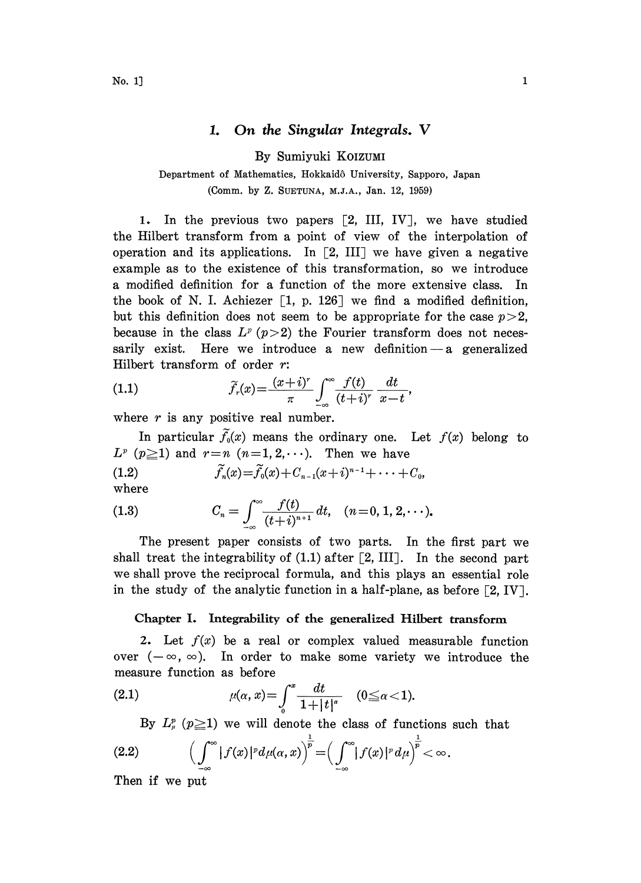# 1. On the Singular Integrals. V

By Sumiyuki KOIZUMI

Department of Mathematics, Hokkaidô University, Sapporo, Japan

(Comm. by Z. SUETUNA, M.J.A., Jan. 12, 1959)

1. In the previous two papers [2, III, IV], we have studied the Hilbert transform from a point of view of the interpolation of operation and its applications. In [2, III] we have given a negative example as to the existence of this transformation, so we introduce a modified definition for a function of the more extensive class. In the book of N. I. Achiezer [1, p. 126] we find a modified definition, but this definition does not seem to be appropriate for the case $p>2$, because in the class $L^p$ $(p>2)$ the Fourier transform does not necessarily exist. Here we introduce a new definition — a generalized Hilbert transform of order $r$:

$$\tilde{f}_r(x)=\frac{(x+i)^r}{\pi}\int_{-\infty}^{\infty}\frac{f(t)}{(t+i)^r}\frac{dt}{x-t}, \tag{1.1}$$

where $r$ is any positive real number.

In particular $\tilde{f}_0(x)$ means the ordinary one. Let $f(x)$ belong to $L^p$ $(p\geqq 1)$ and $r=n$ $(n=1,2,\cdots)$. Then we have

$$\tilde{f}_n(x)=\tilde{f}_0(x)+C_{n-1}(x+i)^{n-1}+\cdots+C_0, \tag{1.2}$$

where

$$C_n=\int_{-\infty}^{\infty}\frac{f(t)}{(t+i)^{n+1}}dt, \quad (n=0,1,2,\cdots). \tag{1.3}$$

The present paper consists of two parts. In the first part we shall treat the integrability of (1.1) after [2, III]. In the second part we shall prove the reciprocal formula, and this plays an essential role in the study of the analytic function in a half-plane, as before [2, IV].

## Chapter I. Integrability of the generalized Hilbert transform

2. Let $f(x)$ be a real or complex valued measurable function over $(-\infty,\infty)$. In order to make some variety we introduce the measure function as before

$$\mu(\alpha,x)=\int_0^x\frac{dt}{1+|t|^\alpha} \quad (0\leqq\alpha<1). \tag{2.1}$$

By $L_\mu^p$ $(p\geqq 1)$ we will denote the class of functions such that

$$\Big(\int_{-\infty}^{\infty}|f(x)|^p d\mu(\alpha,x)\Big)^{\frac{1}{p}}=\Big(\int_{-\infty}^{\infty}|f(x)|^p d\mu\Big)^{\frac{1}{p}}<\infty. \tag{2.2}$$

Then if we put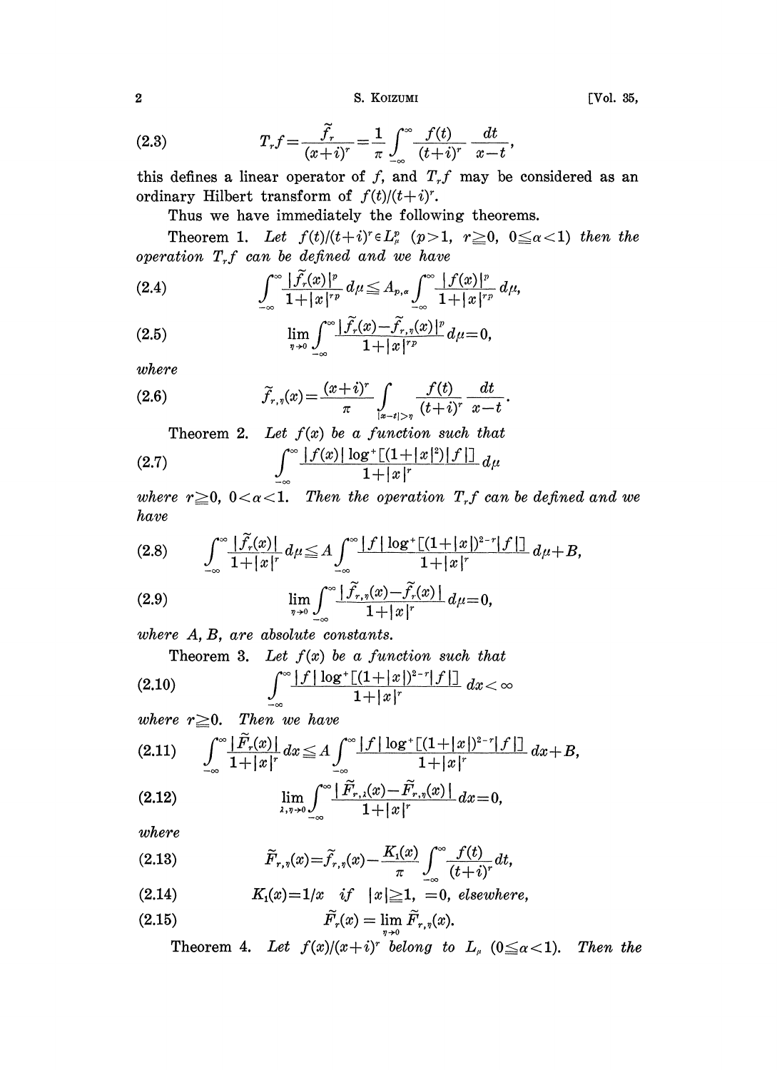$$T_r f = \frac{\tilde{f}_r}{(x+i)^r} = \frac{1}{\pi} \int_{-\infty}^{\infty} \frac{f(t)}{(t+i)^r} \frac{dt}{x-t}, \tag{2.3}$$

this defines a linear operator of $f$, and $T_r f$ may be considered as an ordinary Hilbert transform of $f(t)/(t+i)^r$.

Thus we have immediately the following theorems.

**Theorem 1.** *Let $f(t)/(t+i)^r \in L^p_\mu$ $(p>1,\ r \geqq 0,\ 0 \leqq \alpha < 1)$ then the operation $T_r f$ can be defined and we have*

$$\int_{-\infty}^{\infty} \frac{|\tilde{f}_r(x)|^p}{1+|x|^{rp}} d\mu \leqq A_{p,\alpha} \int_{-\infty}^{\infty} \frac{|f(x)|^p}{1+|x|^{rp}} d\mu, \tag{2.4}$$

$$\lim_{\eta \to 0} \int_{-\infty}^{\infty} \frac{|\tilde{f}_r(x) - \tilde{f}_{r,\eta}(x)|^p}{1+|x|^{rp}} d\mu = 0, \tag{2.5}$$

*where*

$$\tilde{f}_{r,\eta}(x) = \frac{(x+i)^r}{\pi} \int_{|x-t|>\eta} \frac{f(t)}{(t+i)^r} \frac{dt}{x-t}. \tag{2.6}$$

**Theorem 2.** *Let $f(x)$ be a function such that*

$$\int_{-\infty}^{\infty} \frac{|f(x)| \log^+[(1+|x|^2)|f|]}{1+|x|^r} d\mu \tag{2.7}$$

*where $r \geqq 0$, $0 < \alpha < 1$. Then the operation $T_r f$ can be defined and we have*

$$\int_{-\infty}^{\infty} \frac{|\tilde{f}_r(x)|}{1+|x|^r} d\mu \leqq A \int_{-\infty}^{\infty} \frac{|f| \log^+[(1+|x|)^{2-r}|f|]}{1+|x|^r} d\mu + B, \tag{2.8}$$

$$\lim_{\eta \to 0} \int_{-\infty}^{\infty} \frac{|\tilde{f}_{r,\eta}(x) - \tilde{f}_r(x)|}{1+|x|^r} d\mu = 0, \tag{2.9}$$

*where $A$, $B$, are absolute constants.*

**Theorem 3.** *Let $f(x)$ be a function such that*

$$\int_{-\infty}^{\infty} \frac{|f| \log^+[(1+|x|)^{2-r}|f|]}{1+|x|^r} dx < \infty \tag{2.10}$$

*where $r \geqq 0$. Then we have*

$$\int_{-\infty}^{\infty} \frac{|\tilde{F}_r(x)|}{1+|x|^r} dx \leqq A \int_{-\infty}^{\infty} \frac{|f| \log^+[(1+|x|)^{2-r}|f|]}{1+|x|^r} dx + B, \tag{2.11}$$

$$\lim_{\lambda, \eta \to 0} \int_{-\infty}^{\infty} \frac{|\tilde{F}_{r,\lambda}(x) - \tilde{F}_{r,\eta}(x)|}{1+|x|^r} dx = 0, \tag{2.12}$$

*where*

$$\tilde{F}_{r,\eta}(x) = \tilde{f}_{r,\eta}(x) - \frac{K_1(x)}{\pi} \int_{-\infty}^{\infty} \frac{f(t)}{(t+i)^r} dt, \tag{2.13}$$

$$K_1(x) = 1/x \quad \text{if} \quad |x| \geqq 1, \ = 0, \text{ elsewhere}, \tag{2.14}$$

$$\tilde{F}_r(x) = \lim_{\eta \to 0} \tilde{F}_{r,\eta}(x). \tag{2.15}$$

**Theorem 4.** *Let $f(x)/(x+i)^r$ belong to $L_\mu$ $(0 \leqq \alpha < 1)$. Then the*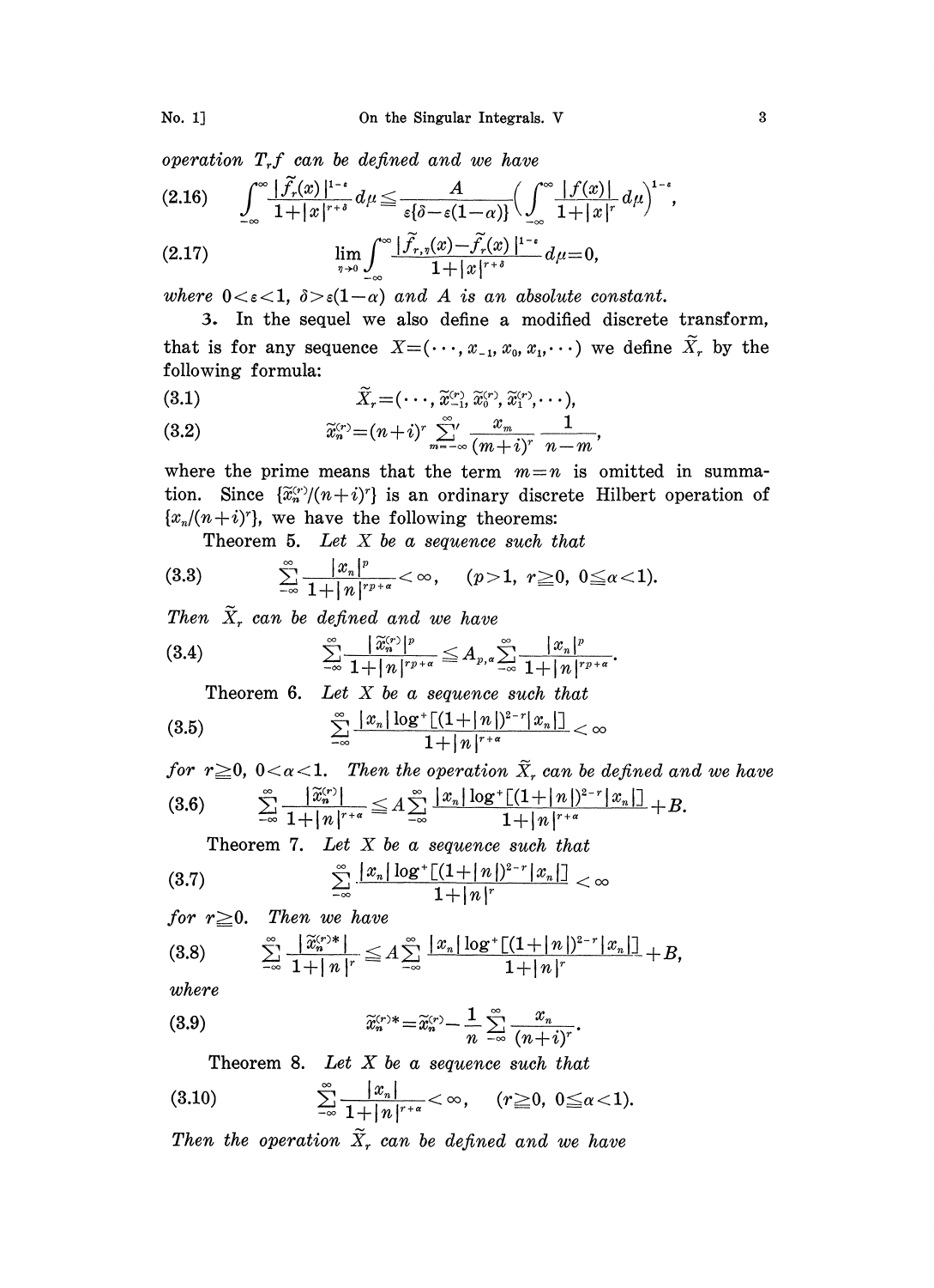*operation* $T_r f$ *can be defined and we have*

$$\int_{-\infty}^{\infty} \frac{|\tilde{f}_r(x)|^{1-\varepsilon}}{1+|x|^{r+\delta}} d\mu \leq \frac{A}{\varepsilon\{\delta-\varepsilon(1-\alpha)\}} \left( \int_{-\infty}^{\infty} \frac{|f(x)|}{1+|x|^r} d\mu \right)^{1-\varepsilon}, \tag{2.16}$$

$$\lim_{\eta\to 0} \int_{-\infty}^{\infty} \frac{|\tilde{f}_{r,\eta}(x)-\tilde{f}_r(x)|^{1-\varepsilon}}{1+|x|^{r+\delta}} d\mu = 0, \tag{2.17}$$

*where* $0<\varepsilon<1$, $\delta>\varepsilon(1-\alpha)$ *and* $A$ *is an absolute constant.*

3. In the sequel we also define a modified discrete transform, that is for any sequence $X=(\cdots, x_{-1}, x_0, x_1, \cdots)$ we define $\tilde{X}_r$ by the following formula:

$$\tilde{X}_r = (\cdots, \tilde{x}_{-1}^{(r)}, \tilde{x}_0^{(r)}, \tilde{x}_1^{(r)}, \cdots), \tag{3.1}$$

$$\tilde{x}_n^{(r)} = (n+i)^r \sum_{m=-\infty}^{\infty}{}' \frac{x_m}{(m+i)^r} \frac{1}{n-m}, \tag{3.2}$$

where the prime means that the term $m=n$ is omitted in summation. Since $\{\tilde{x}_n^{(r)}/(n+i)^r\}$ is an ordinary discrete Hilbert operation of $\{x_n/(n+i)^r\}$, we have the following theorems:

Theorem 5. *Let* $X$ *be a sequence such that*

$$\sum_{-\infty}^{\infty} \frac{|x_n|^p}{1+|n|^{rp+\alpha}} < \infty, \quad (p>1,\ r\geq 0,\ 0\leq\alpha<1). \tag{3.3}$$

*Then* $\tilde{X}_r$ *can be defined and we have*

$$\sum_{-\infty}^{\infty} \frac{|\tilde{x}_n^{(r)}|^p}{1+|n|^{rp+\alpha}} \leq A_{p,\alpha} \sum_{-\infty}^{\infty} \frac{|x_n|^p}{1+|n|^{rp+\alpha}}. \tag{3.4}$$

Theorem 6. *Let* $X$ *be a sequence such that*

$$\sum_{-\infty}^{\infty} \frac{|x_n| \log^+[(1+|n|)^{2-r}|x_n|]}{1+|n|^{r+\alpha}} < \infty \tag{3.5}$$

*for* $r\geq 0$, $0<\alpha<1$. *Then the operation* $\tilde{X}_r$ *can be defined and we have*

$$\sum_{-\infty}^{\infty} \frac{|\tilde{x}_n^{(r)}|}{1+|n|^{r+\alpha}} \leq A \sum_{-\infty}^{\infty} \frac{|x_n| \log^+[(1+|n|)^{2-r}|x_n|]}{1+|n|^{r+\alpha}} + B. \tag{3.6}$$

Theorem 7. *Let* $X$ *be a sequence such that*

$$\sum_{-\infty}^{\infty} \frac{|x_n| \log^+[(1+|n|)^{2-r}|x_n|]}{1+|n|^r} < \infty \tag{3.7}$$

*for* $r\geq 0$. *Then we have*

$$\sum_{-\infty}^{\infty} \frac{|\tilde{x}_n^{(r)*}|}{1+|n|^r} \leq A \sum_{-\infty}^{\infty} \frac{|x_n| \log^+[(1+|n|)^{2-r}|x_n|]}{1+|n|^r} + B, \tag{3.8}$$

*where*

$$\tilde{x}_n^{(r)*} = \tilde{x}_n^{(r)} - \frac{1}{n} \sum_{-\infty}^{\infty} \frac{x_n}{(n+i)^r}. \tag{3.9}$$

Theorem 8. *Let* $X$ *be a sequence such that*

$$\sum_{-\infty}^{\infty} \frac{|x_n|}{1+|n|^{r+\alpha}} < \infty, \quad (r\geq 0,\ 0\leq\alpha<1). \tag{3.10}$$

*Then the operation* $\tilde{X}_r$ *can be defined and we have*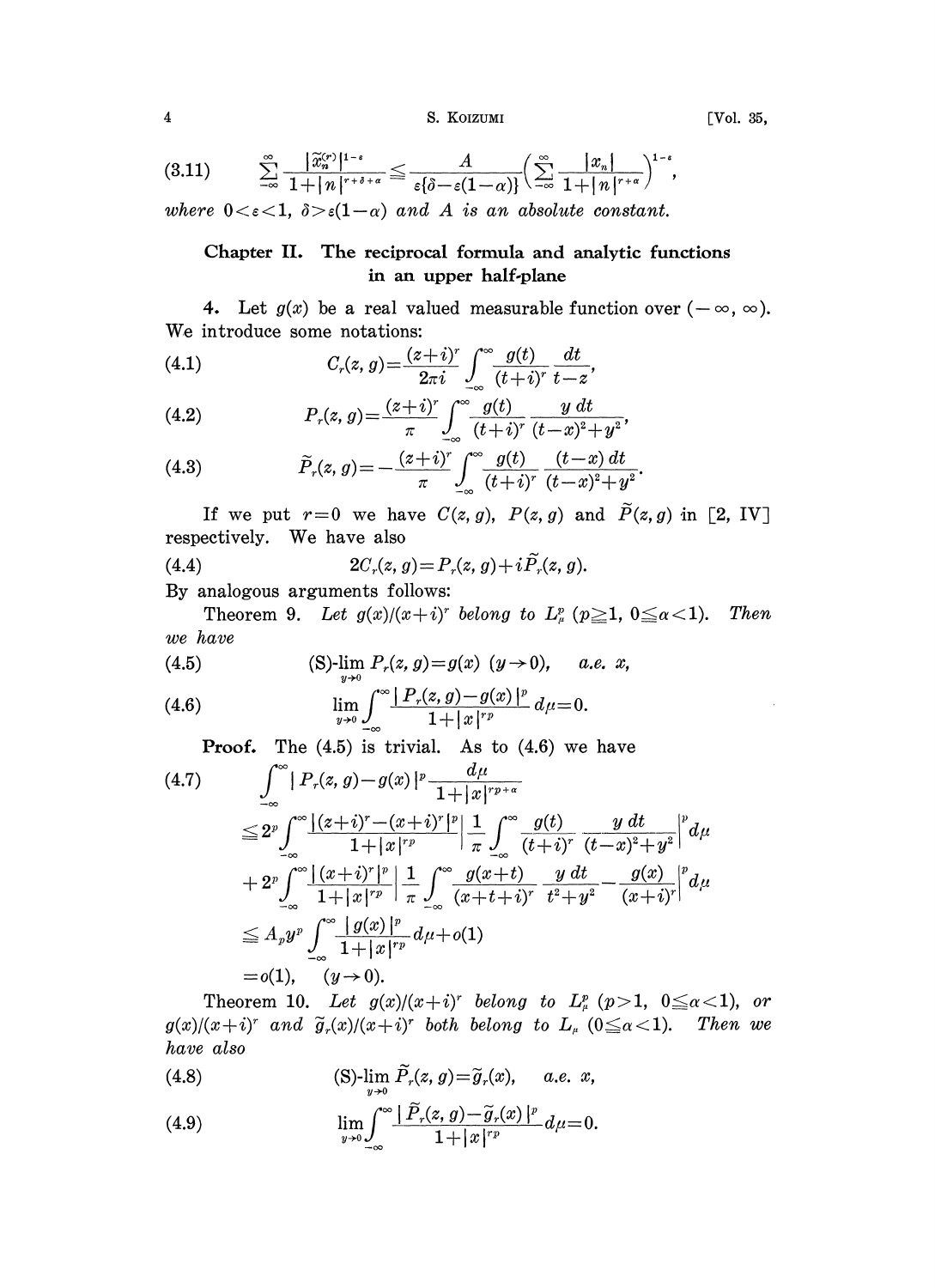$$(3.11)\qquad \sum_{-\infty}^{\infty}\frac{|\tilde{x}_n^{(r)}|^{1-\varepsilon}}{1+|n|^{r+\delta+\alpha}}\leqq\frac{A}{\varepsilon\{\delta-\varepsilon(1-\alpha)\}}\Big(\sum_{-\infty}^{\infty}\frac{|x_n|}{1+|n|^{r+\alpha}}\Big)^{1-\varepsilon},$$

*where* $0<\varepsilon<1$, $\delta>\varepsilon(1-\alpha)$ *and* $A$ *is an absolute constant.*

## Chapter II. The reciprocal formula and analytic functions in an upper half-plane

**4.** Let $g(x)$ be a real valued measurable function over $(-\infty,\infty)$. We introduce some notations:

$$(4.1)\qquad C_r(z,g)=\frac{(z+i)^r}{2\pi i}\int_{-\infty}^{\infty}\frac{g(t)}{(t+i)^r}\frac{dt}{t-z},$$

$$(4.2)\qquad P_r(z,g)=\frac{(z+i)^r}{\pi}\int_{-\infty}^{\infty}\frac{g(t)}{(t+i)^r}\frac{y\,dt}{(t-x)^2+y^2},$$

$$(4.3)\qquad \tilde{P}_r(z,g)=-\frac{(z+i)^r}{\pi}\int_{-\infty}^{\infty}\frac{g(t)}{(t+i)^r}\frac{(t-x)\,dt}{(t-x)^2+y^2}.$$

If we put $r=0$ we have $C(z,g)$, $P(z,g)$ and $\tilde{P}(z,g)$ in [2, IV] respectively. We have also

$$(4.4)\qquad 2C_r(z,g)=P_r(z,g)+i\tilde{P}_r(z,g).$$

By analogous arguments follows:

**Theorem 9.** *Let* $g(x)/(x+i)^r$ *belong to* $L_\mu^p$ $(p\geqq 1,\ 0\leqq\alpha<1)$. *Then we have*

$$(4.5)\qquad \text{(S)-}\lim_{y\to 0}P_r(z,g)=g(x)\ \ (y\to 0),\qquad a.e.\ x,$$

$$(4.6)\qquad \lim_{y\to 0}\int_{-\infty}^{\infty}\frac{|P_r(z,g)-g(x)|^p}{1+|x|^{rp}}d\mu=0.$$

**Proof.** The (4.5) is trivial. As to (4.6) we have

$$(4.7)\qquad \begin{aligned}&\int_{-\infty}^{\infty}|P_r(z,g)-g(x)|^p\frac{d\mu}{1+|x|^{rp+\alpha}}\\&\leqq 2^p\int_{-\infty}^{\infty}\frac{|(z+i)^r-(x+i)^r|^p}{1+|x|^{rp}}\Big|\frac{1}{\pi}\int_{-\infty}^{\infty}\frac{g(t)}{(t+i)^r}\frac{y\,dt}{(t-x)^2+y^2}\Big|^p d\mu\\&+2^p\int_{-\infty}^{\infty}\frac{|(x+i)^r|^p}{1+|x|^{rp}}\Big|\frac{1}{\pi}\int_{-\infty}^{\infty}\frac{g(x+t)}{(x+t+i)^r}\frac{y\,dt}{t^2+y^2}-\frac{g(x)}{(x+i)^r}\Big|^p d\mu\\&\leqq A_p y^p\int_{-\infty}^{\infty}\frac{|g(x)|^p}{1+|x|^{rp}}d\mu+o(1)\\&=o(1),\qquad (y\to 0).\end{aligned}$$

**Theorem 10.** *Let* $g(x)/(x+i)^r$ *belong to* $L_\mu^p$ $(p>1,\ 0\leqq\alpha<1)$, *or* $g(x)/(x+i)^r$ *and* $\tilde{g}_r(x)/(x+i)^r$ *both belong to* $L_\mu$ $(0\leqq\alpha<1)$. *Then we have also*

$$(4.8)\qquad \text{(S)-}\lim_{y\to 0}\tilde{P}_r(z,g)=\tilde{g}_r(x),\qquad a.e.\ x,$$

$$(4.9)\qquad \lim_{y\to 0}\int_{-\infty}^{\infty}\frac{|\tilde{P}_r(z,g)-\tilde{g}_r(x)|^p}{1+|x|^{rp}}d\mu=0.$$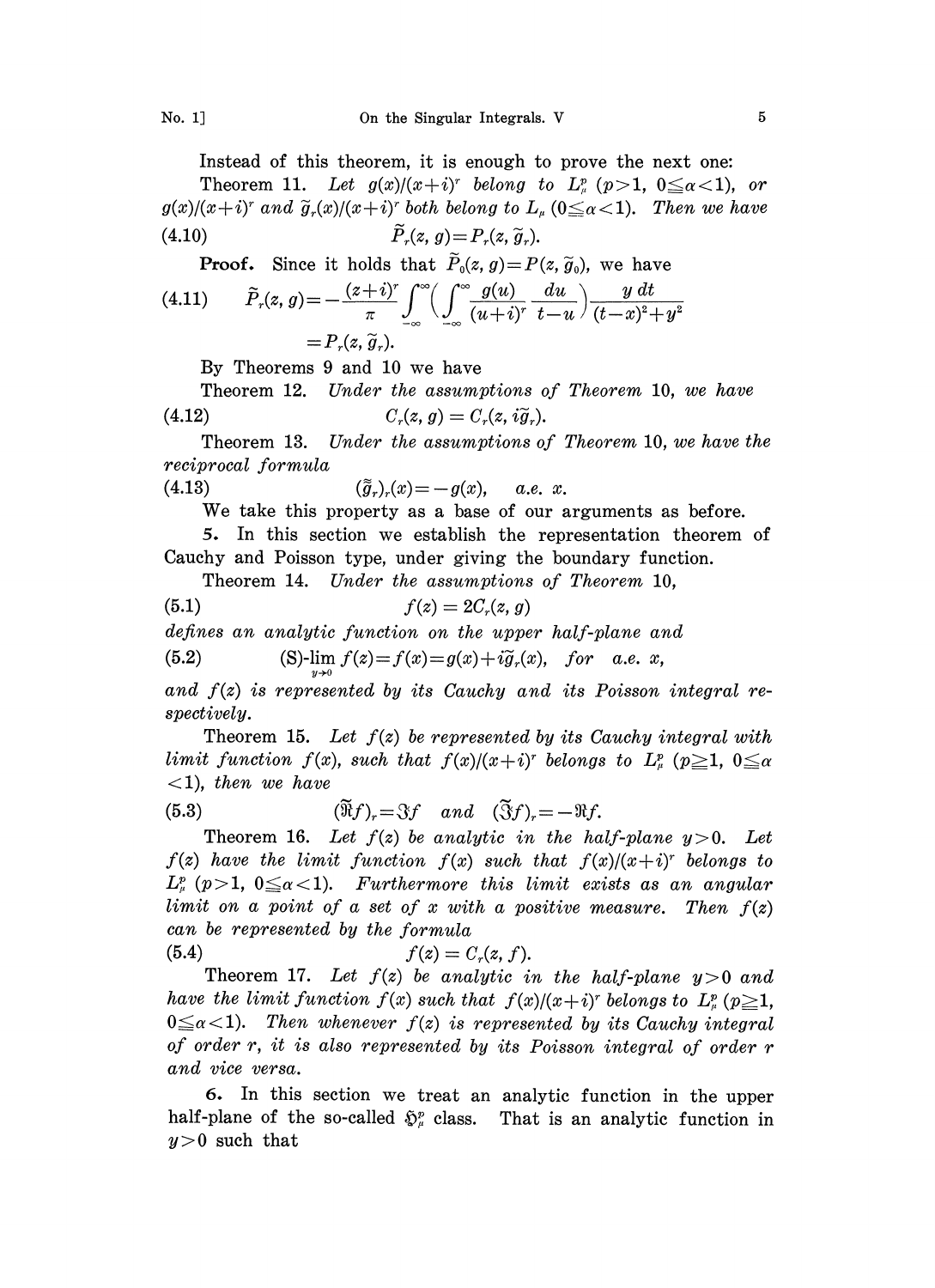Instead of this theorem, it is enough to prove the next one:

Theorem 11. *Let $g(x)/(x+i)^r$ belong to $L^p_\mu$ $(p>1,\ 0\leqq\alpha<1)$, or $g(x)/(x+i)^r$ and $\tilde{g}_r(x)/(x+i)^r$ both belong to $L_\mu$ $(0\leqq\alpha<1)$. Then we have*

$$\tilde{P}_r(z,g)=P_r(z,\tilde{g}_r). \tag{4.10}$$

**Proof.** Since it holds that $\tilde{P}_0(z,g)=P(z,\tilde{g}_0)$, we have

$$\tilde{P}_r(z,g)=-\frac{(z+i)^r}{\pi}\int_{-\infty}^{\infty}\left(\int_{-\infty}^{\infty}\frac{g(u)}{(u+i)^r}\frac{du}{t-u}\right)\frac{y\,dt}{(t-x)^2+y^2} \tag{4.11}$$
$$=P_r(z,\tilde{g}_r).$$

By Theorems 9 and 10 we have

Theorem 12. *Under the assumptions of Theorem 10, we have*

$$C_r(z,g)=C_r(z,i\tilde{g}_r). \tag{4.12}$$

Theorem 13. *Under the assumptions of Theorem 10, we have the reciprocal formula*

$$(\tilde{\tilde{g}}_r)_r(x)=-g(x), \quad a.e.\ x. \tag{4.13}$$

We take this property as a base of our arguments as before.

5. In this section we establish the representation theorem of Cauchy and Poisson type, under giving the boundary function.

Theorem 14. *Under the assumptions of Theorem 10,*

$$f(z)=2C_r(z,g) \tag{5.1}$$

*defines an analytic function on the upper half-plane and*

$$\text{(S)-}\lim_{y\to 0} f(z)=f(x)=g(x)+i\tilde{g}_r(x), \quad for\ \ a.e.\ x, \tag{5.2}$$

*and $f(z)$ is represented by its Cauchy and its Poisson integral respectively.*

Theorem 15. *Let $f(z)$ be represented by its Cauchy integral with limit function $f(x)$, such that $f(x)/(x+i)^r$ belongs to $L^p_\mu$ $(p\geqq 1,\ 0\leqq\alpha<1)$, then we have*

$$(\tilde{\Re f})_r=\Im f \quad and \quad (\tilde{\Im f})_r=-\Re f. \tag{5.3}$$

Theorem 16. *Let $f(z)$ be analytic in the half-plane $y>0$. Let $f(z)$ have the limit function $f(x)$ such that $f(x)/(x+i)^r$ belongs to $L^p_\mu$ $(p>1,\ 0\leqq\alpha<1)$. Furthermore this limit exists as an angular limit on a point of a set of $x$ with a positive measure. Then $f(z)$ can be represented by the formula*

$$f(z)=C_r(z,f). \tag{5.4}$$

Theorem 17. *Let $f(z)$ be analytic in the half-plane $y>0$ and have the limit function $f(x)$ such that $f(x)/(x+i)^r$ belongs to $L^p_\mu$ $(p\geqq 1,\ 0\leqq\alpha<1)$. Then whenever $f(z)$ is represented by its Cauchy integral of order $r$, it is also represented by its Poisson integral of order $r$ and vice versa.*

6. In this section we treat an analytic function in the upper half-plane of the so-called $\mathfrak{H}^p_\mu$ class. That is an analytic function in $y>0$ such that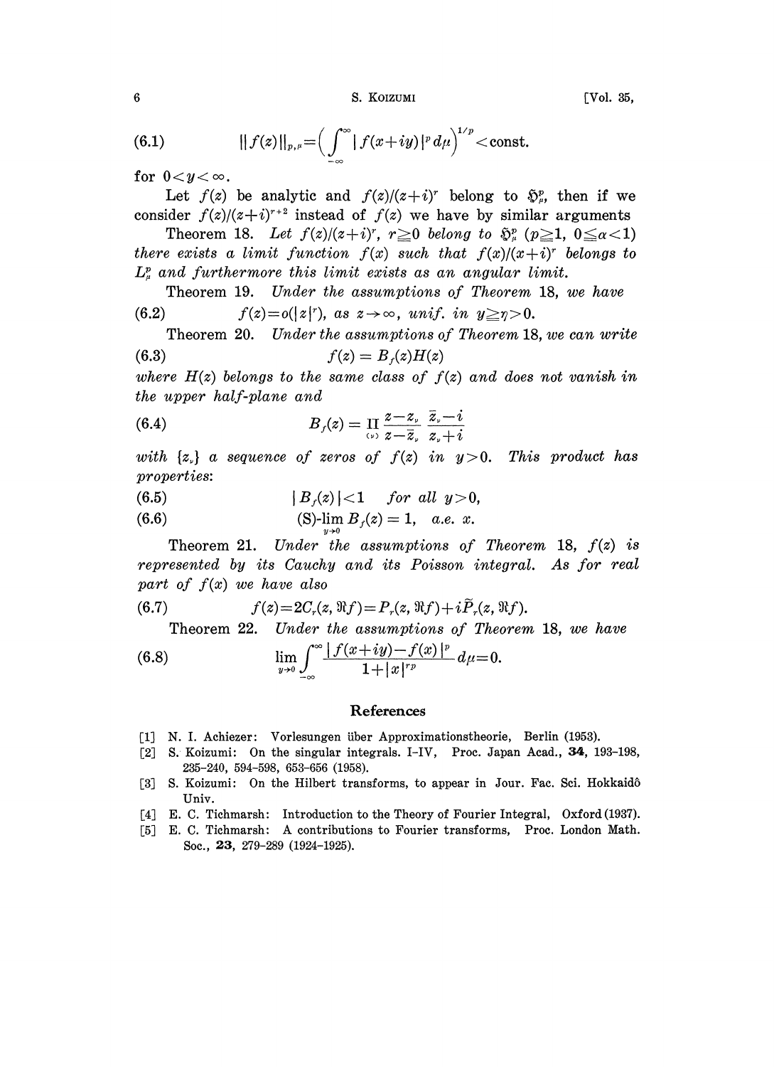$$\|f(z)\|_{p,\mu}=\left(\int_{-\infty}^{\infty}|f(x+iy)|^p d\mu\right)^{1/p}<\text{const.} \tag{6.1}$$

for $0<y<\infty$.

Let $f(z)$ be analytic and $f(z)/(z+i)^r$ belong to $\mathfrak{H}^p_\mu$, then if we consider $f(z)/(z+i)^{r+2}$ instead of $f(z)$ we have by similar arguments

Theorem 18. *Let $f(z)/(z+i)^r$, $r\geqq 0$ belong to $\mathfrak{H}^p_\mu$ $(p\geqq 1,\ 0\leqq\alpha<1)$ there exists a limit function $f(x)$ such that $f(x)/(x+i)^r$ belongs to $L^p_\mu$ and furthermore this limit exists as an angular limit.*

Theorem 19. *Under the assumptions of Theorem* 18, *we have*

$$f(z)=o(|z|^r),\ \textit{as}\ z\to\infty,\ \textit{unif. in}\ y\geqq\eta>0. \tag{6.2}$$

Theorem 20. *Under the assumptions of Theorem* 18, *we can write*

$$f(z)=B_f(z)H(z) \tag{6.3}$$

*where $H(z)$ belongs to the same class of $f(z)$ and does not vanish in the upper half-plane and*

$$B_f(z)=\prod_{(\nu)}\frac{z-z_\nu}{z-\bar{z}_\nu}\,\frac{\bar{z}_\nu-i}{z_\nu+i} \tag{6.4}$$

*with $\{z_\nu\}$ a sequence of zeros of $f(z)$ in $y>0$. This product has properties:*

$$|B_f(z)|<1 \quad \textit{for all}\ y>0, \tag{6.5}$$

$$\text{(S)-}\lim_{y\to 0} B_f(z)=1,\quad \textit{a.e.}\ x. \tag{6.6}$$

Theorem 21. *Under the assumptions of Theorem* 18, *$f(z)$ is represented by its Cauchy and its Poisson integral. As for real part of $f(x)$ we have also*

$$f(z)=2C_r(z,\Re f)=P_r(z,\Re f)+i\widetilde{P}_r(z,\Re f). \tag{6.7}$$

Theorem 22. *Under the assumptions of Theorem* 18, *we have*

$$\lim_{y\to 0}\int_{-\infty}^{\infty}\frac{|f(x+iy)-f(x)|^p}{1+|x|^{rp}}d\mu=0. \tag{6.8}$$

## References

[1] N. I. Achiezer: Vorlesungen über Approximationstheorie, Berlin (1953).

[2] S. Koizumi: On the singular integrals. I–IV, Proc. Japan Acad., **34**, 193–198, 235–240, 594–598, 653–656 (1958).

[3] S. Koizumi: On the Hilbert transforms, to appear in Jour. Fac. Sci. Hokkaidô Univ.

[4] E. C. Tichmarsh: Introduction to the Theory of Fourier Integral, Oxford (1937).

[5] E. C. Tichmarsh: A contributions to Fourier transforms, Proc. London Math. Soc., **23**, 279–289 (1924–1925).